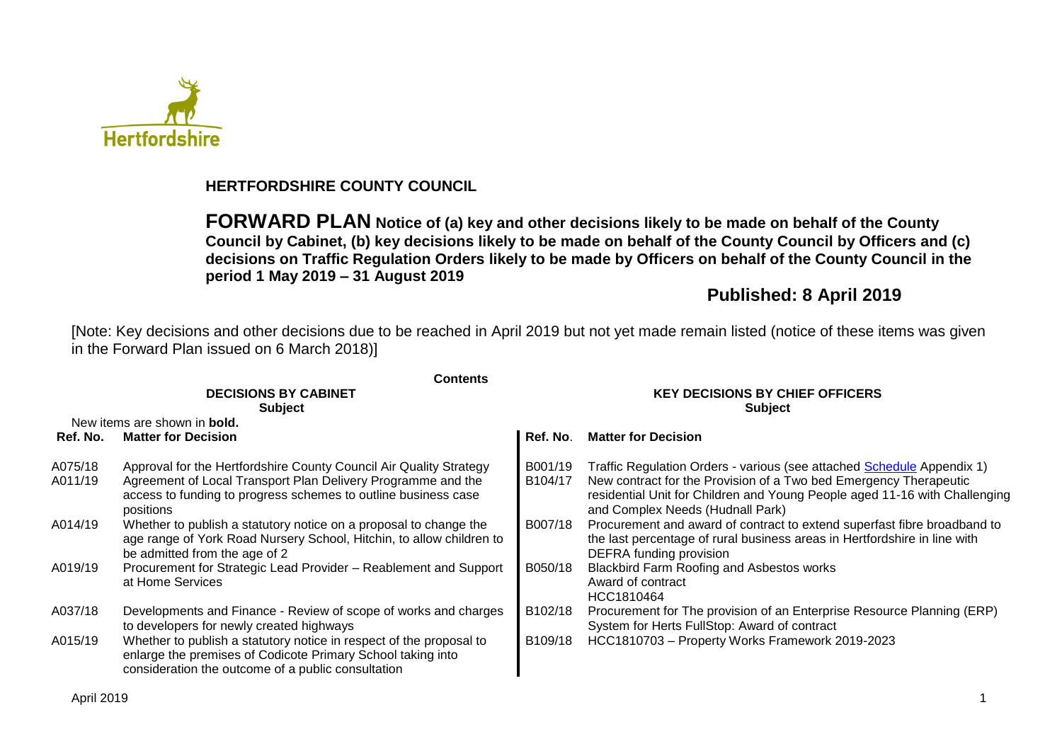## HERTFORDSHIRE COUNTY COUNCIL

**FORWARD PLAN Notice of (a) key and other decisions likely to be made on behalf of the County Council by Cabinet, (b) key decisions likely to be made on behalf of the County Council by Officers and (c) decisions on Traffic Regulation Orders likely to be made by Officers on behalf of the County Council in the period 1 May 2019 – 31 August 2019**

**Published: 8 April 2019**

[Note: Key decisions and other decisions due to be reached in April 2019 but not yet made remain listed (notice of these items was given in the Forward Plan issued on 6 March 2018)]

**Contents**

**DECISIONS BY CABINET**
**Subject**

New items are shown in **bold.**

| Ref. No. | Matter for Decision |
|---|---|
| A075/18 | Approval for the Hertfordshire County Council Air Quality Strategy |
| A011/19 | Agreement of Local Transport Plan Delivery Programme and the access to funding to progress schemes to outline business case positions |
| A014/19 | Whether to publish a statutory notice on a proposal to change the age range of York Road Nursery School, Hitchin, to allow children to be admitted from the age of 2 |
| A019/19 | Procurement for Strategic Lead Provider – Reablement and Support at Home Services |
| A037/18 | Developments and Finance - Review of scope of works and charges to developers for newly created highways |
| A015/19 | Whether to publish a statutory notice in respect of the proposal to enlarge the premises of Codicote Primary School taking into consideration the outcome of a public consultation |

**KEY DECISIONS BY CHIEF OFFICERS**
**Subject**

| Ref. No. | Matter for Decision |
|---|---|
| B001/19 | Traffic Regulation Orders - various (see attached Schedule Appendix 1) |
| B104/17 | New contract for the Provision of a Two bed Emergency Therapeutic residential Unit for Children and Young People aged 11-16 with Challenging and Complex Needs (Hudnall Park) |
| B007/18 | Procurement and award of contract to extend superfast fibre broadband to the last percentage of rural business areas in Hertfordshire in line with DEFRA funding provision |
| B050/18 | Blackbird Farm Roofing and Asbestos works<br>Award of contract<br>HCC1810464 |
| B102/18 | Procurement for The provision of an Enterprise Resource Planning (ERP) System for Herts FullStop: Award of contract |
| B109/18 | HCC1810703 – Property Works Framework 2019-2023 |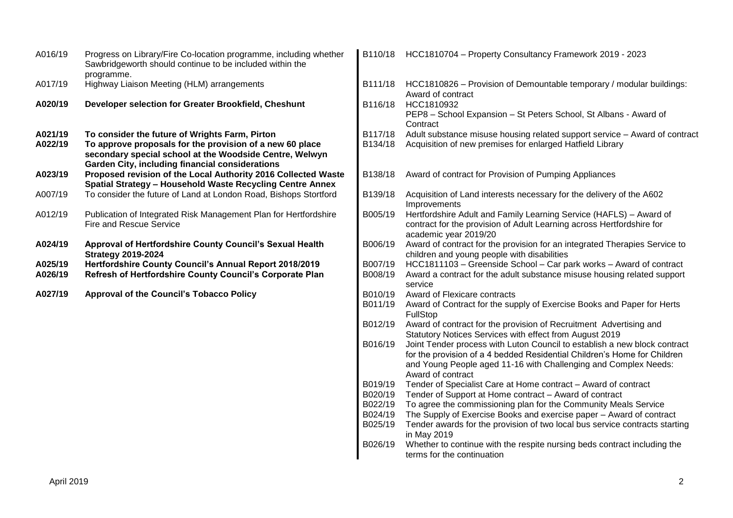A016/19 Progress on Library/Fire Co-location programme, including whether Sawbridgeworth should continue to be included within the programme.

A017/19 Highway Liaison Meeting (HLM) arrangements

**A020/19 Developer selection for Greater Brookfield, Cheshunt**

**A021/19 To consider the future of Wrights Farm, Pirton**

**A022/19 To approve proposals for the provision of a new 60 place secondary special school at the Woodside Centre, Welwyn Garden City, including financial considerations**

**A023/19 Proposed revision of the Local Authority 2016 Collected Waste Spatial Strategy – Household Waste Recycling Centre Annex**

A007/19 To consider the future of Land at London Road, Bishops Stortford

A012/19 Publication of Integrated Risk Management Plan for Hertfordshire Fire and Rescue Service

**A024/19 Approval of Hertfordshire County Council's Sexual Health Strategy 2019-2024**

**A025/19 Hertfordshire County Council's Annual Report 2018/2019**

**A026/19 Refresh of Hertfordshire County Council's Corporate Plan**

**A027/19 Approval of the Council's Tobacco Policy**

B110/18 HCC1810704 – Property Consultancy Framework 2019 - 2023

B111/18 HCC1810826 – Provision of Demountable temporary / modular buildings: Award of contract

B116/18 HCC1810932 PEP8 – School Expansion – St Peters School, St Albans - Award of Contract

B117/18 Adult substance misuse housing related support service – Award of contract

B134/18 Acquisition of new premises for enlarged Hatfield Library

B138/18 Award of contract for Provision of Pumping Appliances

B139/18 Acquisition of Land interests necessary for the delivery of the A602 Improvements

B005/19 Hertfordshire Adult and Family Learning Service (HAFLS) – Award of contract for the provision of Adult Learning across Hertfordshire for academic year 2019/20

B006/19 Award of contract for the provision for an integrated Therapies Service to children and young people with disabilities

B007/19 HCC1811103 – Greenside School – Car park works – Award of contract

B008/19 Award a contract for the adult substance misuse housing related support service

B010/19 Award of Flexicare contracts

B011/19 Award of Contract for the supply of Exercise Books and Paper for Herts FullStop

B012/19 Award of contract for the provision of Recruitment Advertising and Statutory Notices Services with effect from August 2019

B016/19 Joint Tender process with Luton Council to establish a new block contract for the provision of a 4 bedded Residential Children's Home for Children and Young People aged 11-16 with Challenging and Complex Needs: Award of contract

B019/19 Tender of Specialist Care at Home contract – Award of contract

B020/19 Tender of Support at Home contract – Award of contract

B022/19 To agree the commissioning plan for the Community Meals Service

B024/19 The Supply of Exercise Books and exercise paper – Award of contract

B025/19 Tender awards for the provision of two local bus service contracts starting in May 2019

B026/19 Whether to continue with the respite nursing beds contract including the terms for the continuation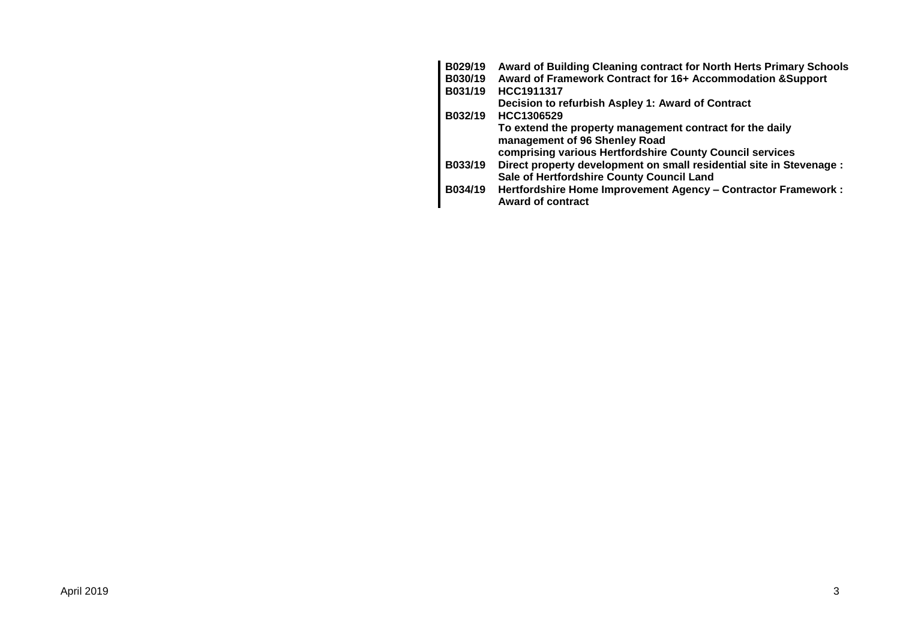| | |
|---|---|
| **B029/19** | **Award of Building Cleaning contract for North Herts Primary Schools** |
| **B030/19** | **Award of Framework Contract for 16+ Accommodation &Support** |
| **B031/19** | **HCC1911317**<br>**Decision to refurbish Aspley 1: Award of Contract** |
| **B032/19** | **HCC1306529**<br>**To extend the property management contract for the daily management of 96 Shenley Road**<br>**comprising various Hertfordshire County Council services** |
| **B033/19** | **Direct property development on small residential site in Stevenage : Sale of Hertfordshire County Council Land** |
| **B034/19** | **Hertfordshire Home Improvement Agency – Contractor Framework : Award of contract** |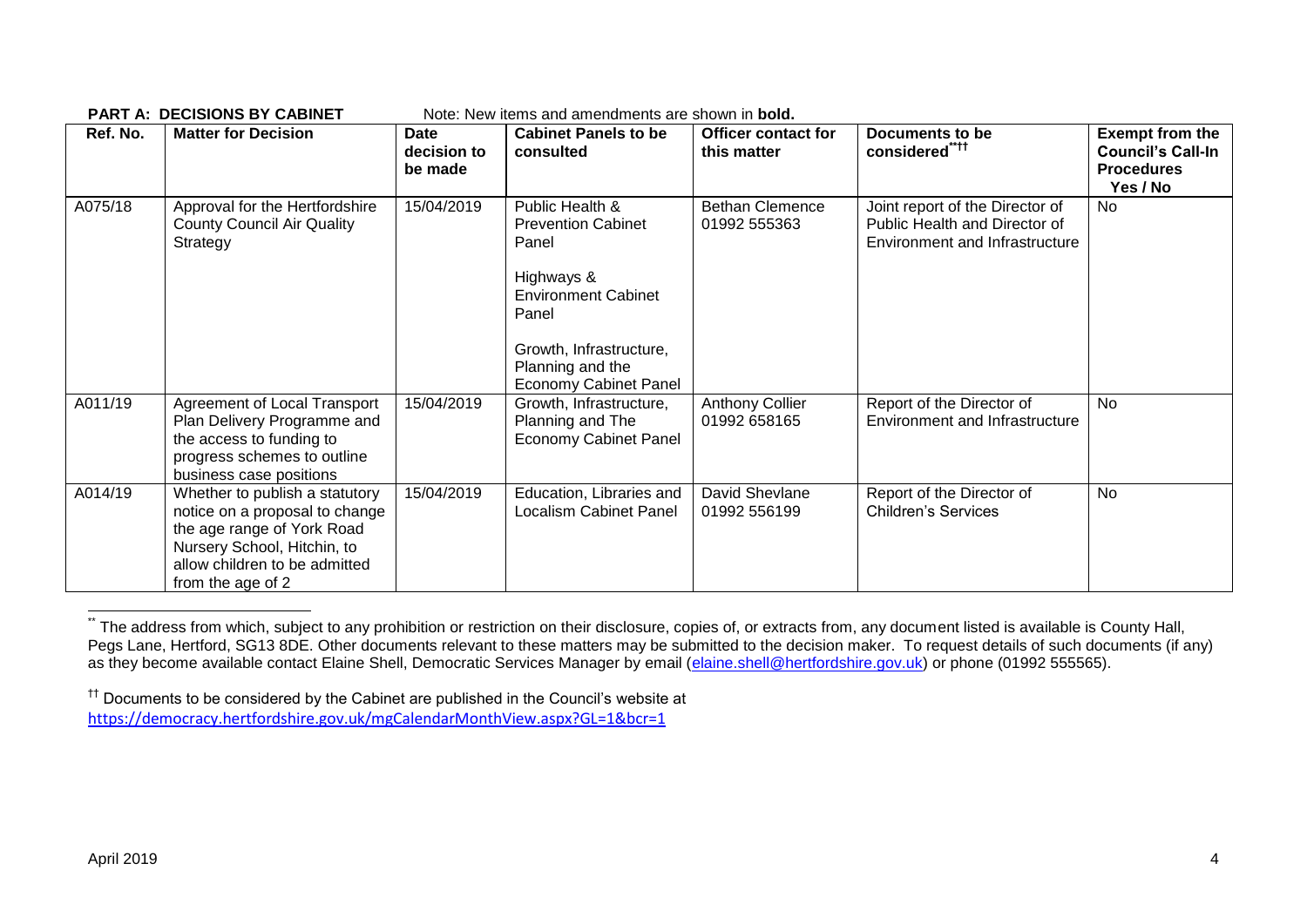**PART A: DECISIONS BY CABINET** Note: New items and amendments are shown in **bold.**

| Ref. No. | Matter for Decision | Date decision to be made | Cabinet Panels to be consulted | Officer contact for this matter | Documents to be considered[\*\*††] | Exempt from the Council's Call-In Procedures Yes / No |
|---|---|---|---|---|---|---|
| A075/18 | Approval for the Hertfordshire County Council Air Quality Strategy | 15/04/2019 | Public Health & Prevention Cabinet Panel<br><br>Highways & Environment Cabinet Panel<br><br>Growth, Infrastructure, Planning and the Economy Cabinet Panel | Bethan Clemence 01992 555363 | Joint report of the Director of Public Health and Director of Environment and Infrastructure | No |
| A011/19 | Agreement of Local Transport Plan Delivery Programme and the access to funding to progress schemes to outline business case positions | 15/04/2019 | Growth, Infrastructure, Planning and The Economy Cabinet Panel | Anthony Collier 01992 658165 | Report of the Director of Environment and Infrastructure | No |
| A014/19 | Whether to publish a statutory notice on a proposal to change the age range of York Road Nursery School, Hitchin, to allow children to be admitted from the age of 2 | 15/04/2019 | Education, Libraries and Localism Cabinet Panel | David Shevlane 01992 556199 | Report of the Director of Children's Services | No |

[\*\*] The address from which, subject to any prohibition or restriction on their disclosure, copies of, or extracts from, any document listed is available is County Hall, Pegs Lane, Hertford, SG13 8DE. Other documents relevant to these matters may be submitted to the decision maker. To request details of such documents (if any) as they become available contact Elaine Shell, Democratic Services Manager by email (elaine.shell@hertfordshire.gov.uk) or phone (01992 555565).

[††] Documents to be considered by the Cabinet are published in the Council's website at https://democracy.hertfordshire.gov.uk/mgCalendarMonthView.aspx?GL=1&bcr=1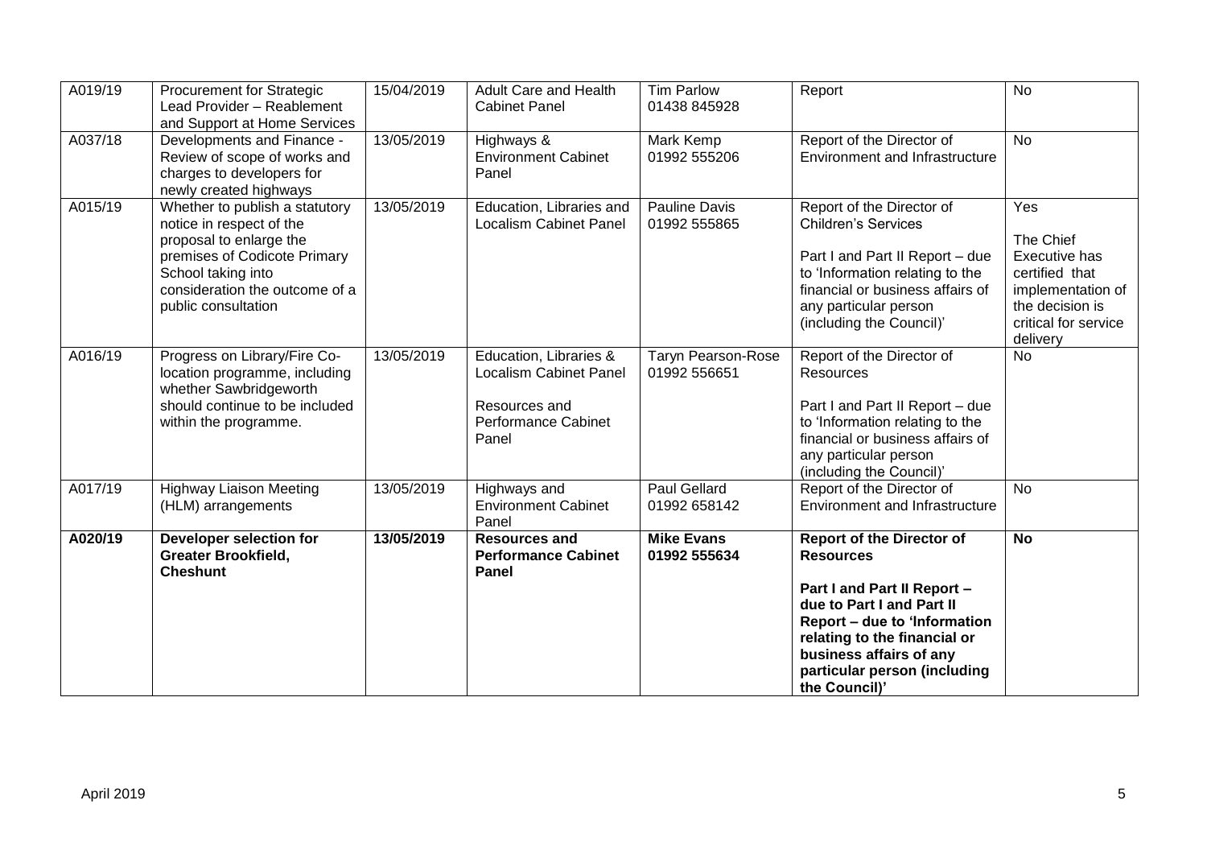| A019/19 | Procurement for Strategic Lead Provider – Reablement and Support at Home Services | 15/04/2019 | Adult Care and Health Cabinet Panel | Tim Parlow 01438 845928 | Report | No |
|---|---|---|---|---|---|---|
| A037/18 | Developments and Finance - Review of scope of works and charges to developers for newly created highways | 13/05/2019 | Highways & Environment Cabinet Panel | Mark Kemp 01992 555206 | Report of the Director of Environment and Infrastructure | No |
| A015/19 | Whether to publish a statutory notice in respect of the proposal to enlarge the premises of Codicote Primary School taking into consideration the outcome of a public consultation | 13/05/2019 | Education, Libraries and Localism Cabinet Panel | Pauline Davis 01992 555865 | Report of the Director of Children's Services<br><br>Part I and Part II Report – due to 'Information relating to the financial or business affairs of any particular person (including the Council)' | Yes<br><br>The Chief Executive has certified that implementation of the decision is critical for service delivery |
| A016/19 | Progress on Library/Fire Co-location programme, including whether Sawbridgeworth should continue to be included within the programme. | 13/05/2019 | Education, Libraries & Localism Cabinet Panel<br><br>Resources and Performance Cabinet Panel | Taryn Pearson-Rose 01992 556651 | Report of the Director of Resources<br><br>Part I and Part II Report – due to 'Information relating to the financial or business affairs of any particular person (including the Council)' | No |
| A017/19 | Highway Liaison Meeting (HLM) arrangements | 13/05/2019 | Highways and Environment Cabinet Panel | Paul Gellard 01992 658142 | Report of the Director of Environment and Infrastructure | No |
| **A020/19** | **Developer selection for Greater Brookfield, Cheshunt** | **13/05/2019** | **Resources and Performance Cabinet Panel** | **Mike Evans 01992 555634** | **Report of the Director of Resources**<br><br>**Part I and Part II Report – due to Part I and Part II Report – due to 'Information relating to the financial or business affairs of any particular person (including the Council)'** | **No** |

April 2019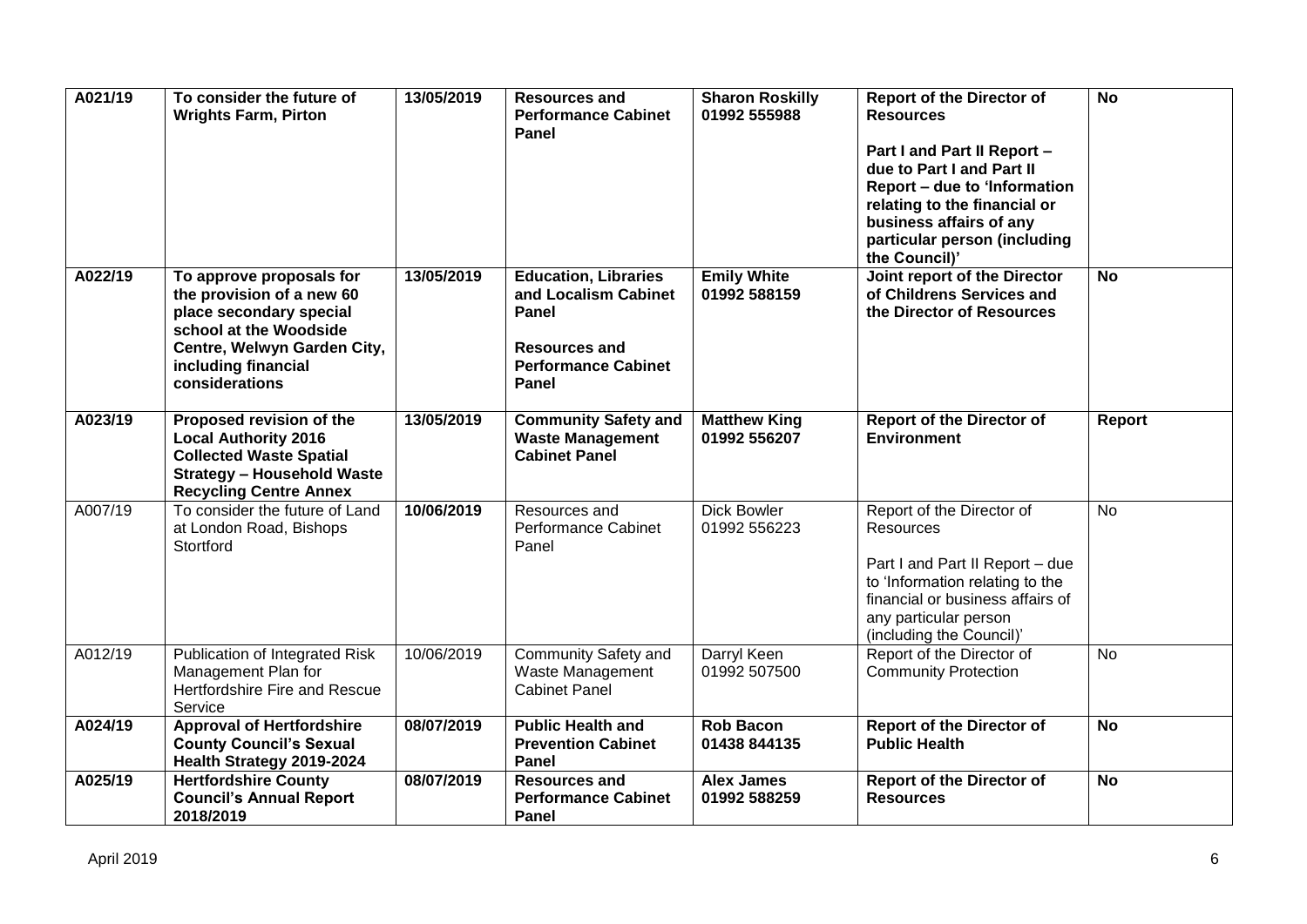| **A021/19** | **To consider the future of Wrights Farm, Pirton** | **13/05/2019** | **Resources and Performance Cabinet Panel** | **Sharon Roskilly 01992 555988** | **Report of the Director of Resources**<br><br>**Part I and Part II Report – due to Part I and Part II Report – due to 'Information relating to the financial or business affairs of any particular person (including the Council)'** | **No** |
|---|---|---|---|---|---|---|
| **A022/19** | **To approve proposals for the provision of a new 60 place secondary special school at the Woodside Centre, Welwyn Garden City, including financial considerations** | **13/05/2019** | **Education, Libraries and Localism Cabinet Panel**<br><br>**Resources and Performance Cabinet Panel** | **Emily White 01992 588159** | **Joint report of the Director of Childrens Services and the Director of Resources** | **No** |
| **A023/19** | **Proposed revision of the Local Authority 2016 Collected Waste Spatial Strategy – Household Waste Recycling Centre Annex** | **13/05/2019** | **Community Safety and Waste Management Cabinet Panel** | **Matthew King 01992 556207** | **Report of the Director of Environment** | **Report** |
| A007/19 | To consider the future of Land at London Road, Bishops Stortford | **10/06/2019** | Resources and Performance Cabinet Panel | Dick Bowler 01992 556223 | Report of the Director of Resources<br><br>Part I and Part II Report – due to 'Information relating to the financial or business affairs of any particular person (including the Council)' | No |
| A012/19 | Publication of Integrated Risk Management Plan for Hertfordshire Fire and Rescue Service | 10/06/2019 | Community Safety and Waste Management Cabinet Panel | Darryl Keen 01992 507500 | Report of the Director of Community Protection | No |
| **A024/19** | **Approval of Hertfordshire County Council's Sexual Health Strategy 2019-2024** | **08/07/2019** | **Public Health and Prevention Cabinet Panel** | **Rob Bacon 01438 844135** | **Report of the Director of Public Health** | **No** |
| **A025/19** | **Hertfordshire County Council's Annual Report 2018/2019** | **08/07/2019** | **Resources and Performance Cabinet Panel** | **Alex James 01992 588259** | **Report of the Director of Resources** | **No** |

April 2019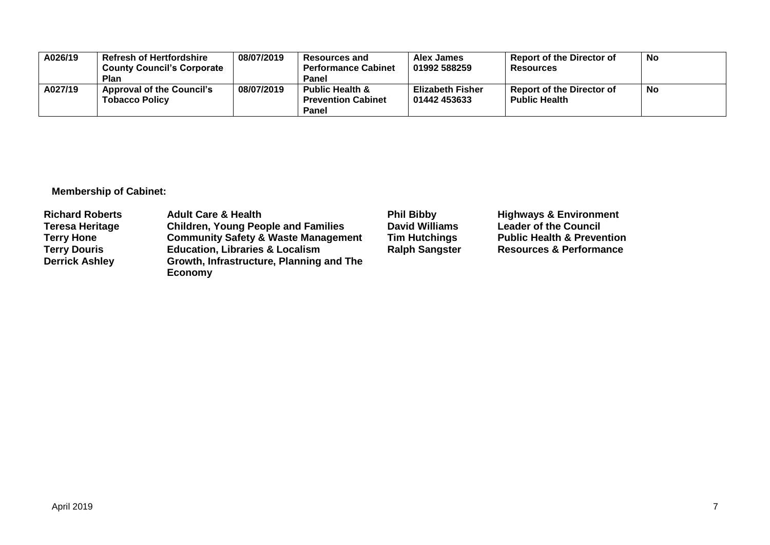| A026/19 | Refresh of Hertfordshire County Council's Corporate Plan | 08/07/2019 | Resources and Performance Cabinet Panel | Alex James 01992 588259 | Report of the Director of Resources | No |
|---|---|---|---|---|---|---|
| A027/19 | Approval of the Council's Tobacco Policy | 08/07/2019 | Public Health & Prevention Cabinet Panel | Elizabeth Fisher 01442 453633 | Report of the Director of Public Health | No |

**Membership of Cabinet:**

| | | | |
|---|---|---|---|
| **Richard Roberts** | **Adult Care & Health** | **Phil Bibby** | **Highways & Environment** |
| **Teresa Heritage** | **Children, Young People and Families** | **David Williams** | **Leader of the Council** |
| **Terry Hone** | **Community Safety & Waste Management** | **Tim Hutchings** | **Public Health & Prevention** |
| **Terry Douris** | **Education, Libraries & Localism** | **Ralph Sangster** | **Resources & Performance** |
| **Derrick Ashley** | **Growth, Infrastructure, Planning and The Economy** | | |

April 2019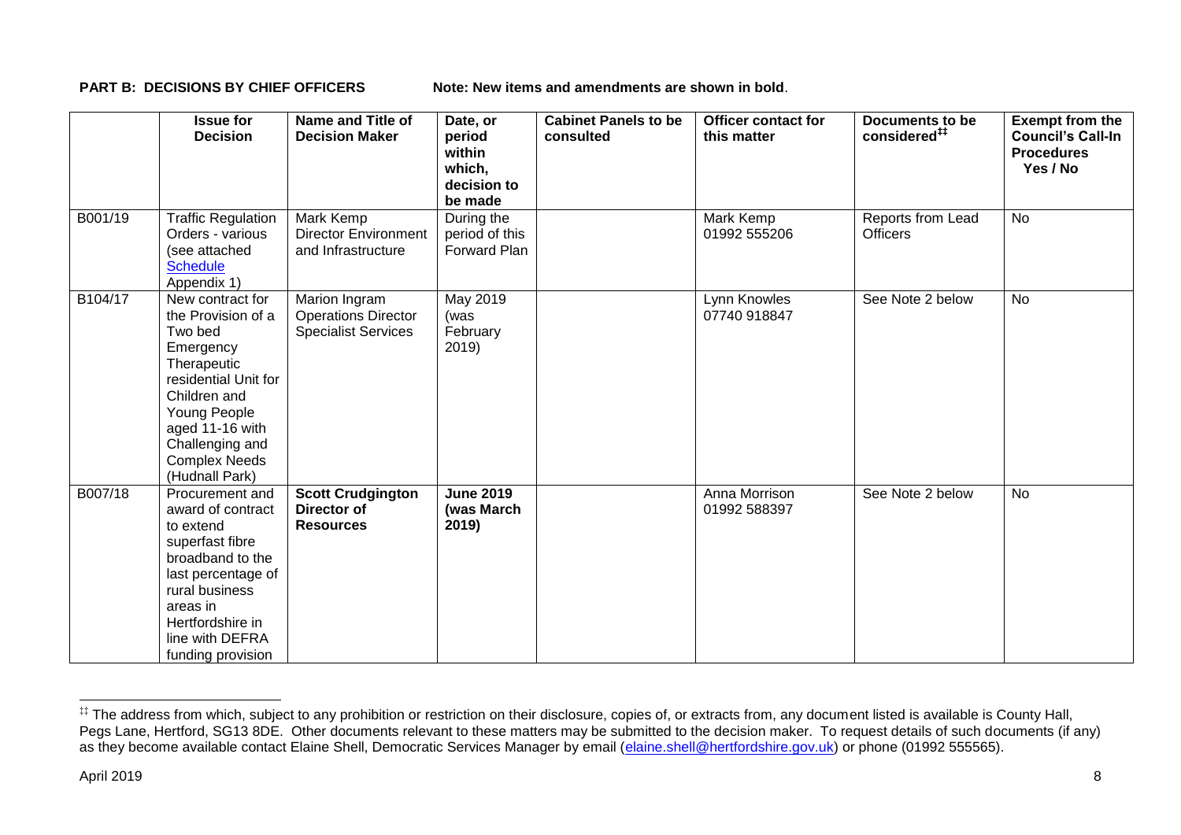**PART B: DECISIONS BY CHIEF OFFICERS** Note: New items and amendments are shown in **bold**.

| | Issue for Decision | Name and Title of Decision Maker | Date, or period within which, decision to be made | Cabinet Panels to be consulted | Officer contact for this matter | Documents to be considered[‡‡] | Exempt from the Council's Call-In Procedures Yes / No |
|---|---|---|---|---|---|---|---|
| B001/19 | Traffic Regulation Orders - various (see attached Schedule Appendix 1) | Mark Kemp Director Environment and Infrastructure | During the period of this Forward Plan | | Mark Kemp 01992 555206 | Reports from Lead Officers | No |
| B104/17 | New contract for the Provision of a Two bed Emergency Therapeutic residential Unit for Children and Young People aged 11-16 with Challenging and Complex Needs (Hudnall Park) | Marion Ingram Operations Director Specialist Services | May 2019 (was February 2019) | | Lynn Knowles 07740 918847 | See Note 2 below | No |
| B007/18 | Procurement and award of contract to extend superfast fibre broadband to the last percentage of rural business areas in Hertfordshire in line with DEFRA funding provision | **Scott Crudgington Director of Resources** | **June 2019 (was March 2019)** | | Anna Morrison 01992 588397 | See Note 2 below | No |

[‡‡] The address from which, subject to any prohibition or restriction on their disclosure, copies of, or extracts from, any document listed is available is County Hall, Pegs Lane, Hertford, SG13 8DE. Other documents relevant to these matters may be submitted to the decision maker. To request details of such documents (if any) as they become available contact Elaine Shell, Democratic Services Manager by email (elaine.shell@hertfordshire.gov.uk) or phone (01992 555565).

April 2019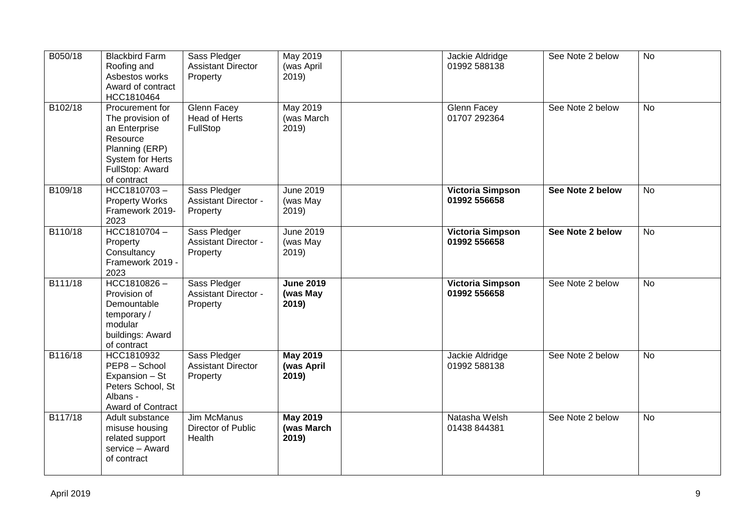| | | | | | | | |
|---|---|---|---|---|---|---|---|
| B050/18 | Blackbird Farm Roofing and Asbestos works Award of contract HCC1810464 | Sass Pledger Assistant Director Property | May 2019 (was April 2019) | | Jackie Aldridge 01992 588138 | See Note 2 below | No |
| B102/18 | Procurement for The provision of an Enterprise Resource Planning (ERP) System for Herts FullStop: Award of contract | Glenn Facey Head of Herts FullStop | May 2019 (was March 2019) | | Glenn Facey 01707 292364 | See Note 2 below | No |
| B109/18 | HCC1810703 – Property Works Framework 2019-2023 | Sass Pledger Assistant Director - Property | June 2019 (was May 2019) | | **Victoria Simpson 01992 556658** | **See Note 2 below** | No |
| B110/18 | HCC1810704 – Property Consultancy Framework 2019 - 2023 | Sass Pledger Assistant Director - Property | June 2019 (was May 2019) | | **Victoria Simpson 01992 556658** | **See Note 2 below** | No |
| B111/18 | HCC1810826 – Provision of Demountable temporary / modular buildings: Award of contract | Sass Pledger Assistant Director - Property | **June 2019 (was May 2019)** | | **Victoria Simpson 01992 556658** | See Note 2 below | No |
| B116/18 | HCC1810932 PEP8 – School Expansion – St Peters School, St Albans - Award of Contract | Sass Pledger Assistant Director Property | **May 2019 (was April 2019)** | | Jackie Aldridge 01992 588138 | See Note 2 below | No |
| B117/18 | Adult substance misuse housing related support service – Award of contract | Jim McManus Director of Public Health | **May 2019 (was March 2019)** | | Natasha Welsh 01438 844381 | See Note 2 below | No |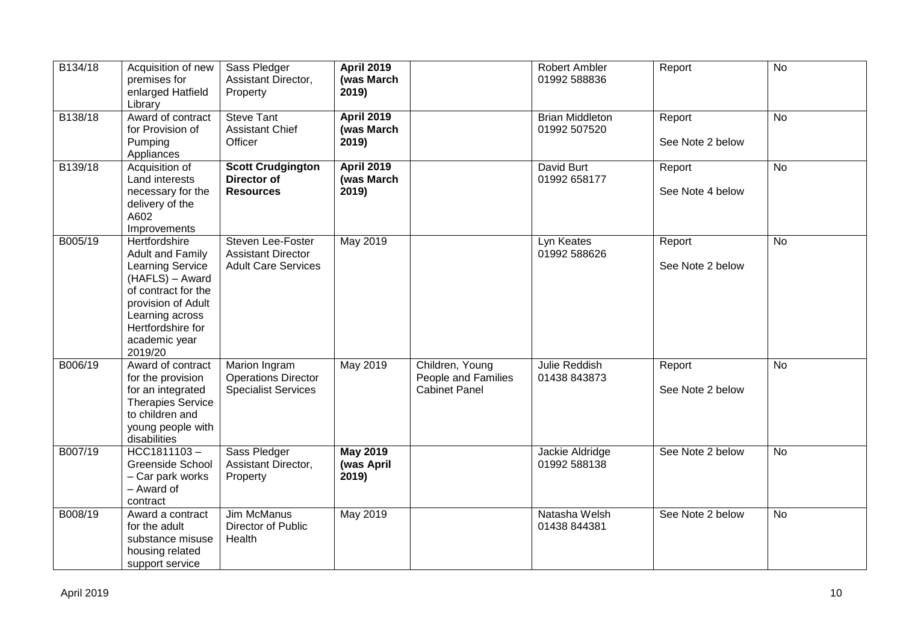| B134/18 | Acquisition of new premises for enlarged Hatfield Library | Sass Pledger Assistant Director, Property | **April 2019 (was March 2019)** | | Robert Ambler 01992 588836 | Report | No |
|---|---|---|---|---|---|---|---|
| B138/18 | Award of contract for Provision of Pumping Appliances | Steve Tant Assistant Chief Officer | **April 2019 (was March 2019)** | | Brian Middleton 01992 507520 | Report<br><br>See Note 2 below | No |
| B139/18 | Acquisition of Land interests necessary for the delivery of the A602 Improvements | **Scott Crudgington Director of Resources** | **April 2019 (was March 2019)** | | David Burt 01992 658177 | Report<br><br>See Note 4 below | No |
| B005/19 | Hertfordshire Adult and Family Learning Service (HAFLS) – Award of contract for the provision of Adult Learning across Hertfordshire for academic year 2019/20 | Steven Lee-Foster Assistant Director Adult Care Services | May 2019 | | Lyn Keates 01992 588626 | Report<br><br>See Note 2 below | No |
| B006/19 | Award of contract for the provision for an integrated Therapies Service to children and young people with disabilities | Marion Ingram Operations Director Specialist Services | May 2019 | Children, Young People and Families Cabinet Panel | Julie Reddish 01438 843873 | Report<br><br>See Note 2 below | No |
| B007/19 | HCC1811103 – Greenside School – Car park works – Award of contract | Sass Pledger Assistant Director, Property | **May 2019 (was April 2019)** | | Jackie Aldridge 01992 588138 | See Note 2 below | No |
| B008/19 | Award a contract for the adult substance misuse housing related support service | Jim McManus Director of Public Health | May 2019 | | Natasha Welsh 01438 844381 | See Note 2 below | No |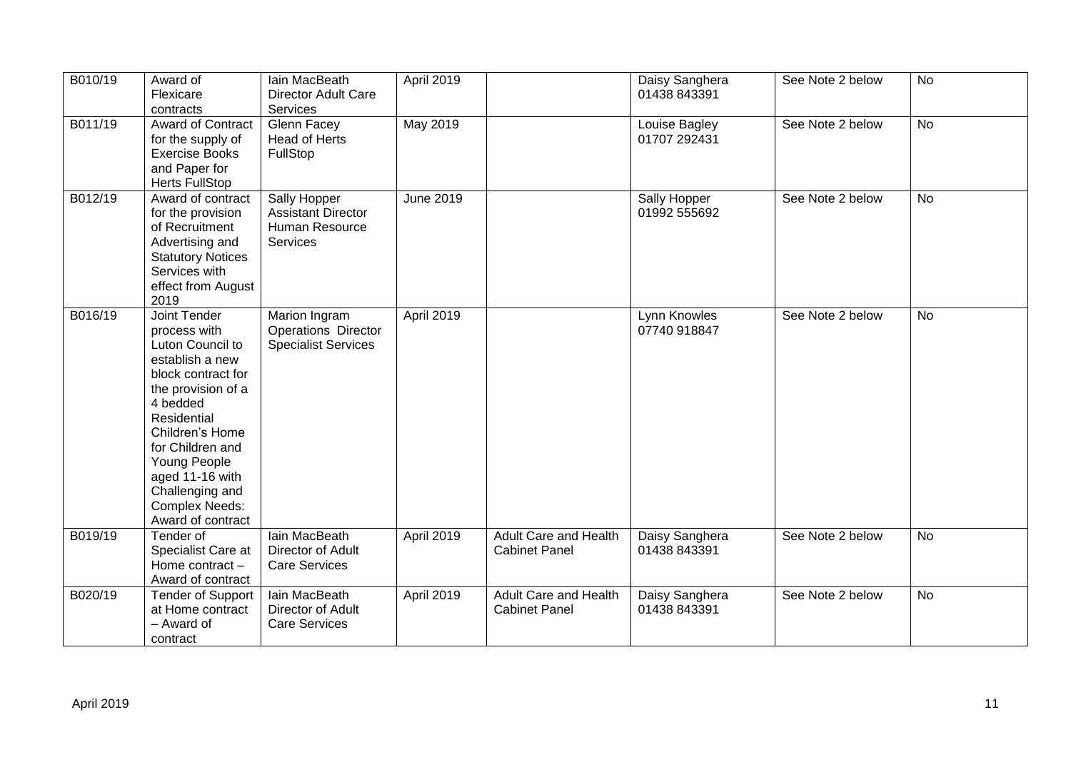| B010/19 | Award of Flexicare contracts | Iain MacBeath Director Adult Care Services | April 2019 | | Daisy Sanghera 01438 843391 | See Note 2 below | No |
|---|---|---|---|---|---|---|---|
| B011/19 | Award of Contract for the supply of Exercise Books and Paper for Herts FullStop | Glenn Facey Head of Herts FullStop | May 2019 | | Louise Bagley 01707 292431 | See Note 2 below | No |
| B012/19 | Award of contract for the provision of Recruitment Advertising and Statutory Notices Services with effect from August 2019 | Sally Hopper Assistant Director Human Resource Services | June 2019 | | Sally Hopper 01992 555692 | See Note 2 below | No |
| B016/19 | Joint Tender process with Luton Council to establish a new block contract for the provision of a 4 bedded Residential Children's Home for Children and Young People aged 11-16 with Challenging and Complex Needs: Award of contract | Marion Ingram Operations Director Specialist Services | April 2019 | | Lynn Knowles 07740 918847 | See Note 2 below | No |
| B019/19 | Tender of Specialist Care at Home contract – Award of contract | Iain MacBeath Director of Adult Care Services | April 2019 | Adult Care and Health Cabinet Panel | Daisy Sanghera 01438 843391 | See Note 2 below | No |
| B020/19 | Tender of Support at Home contract – Award of contract | Iain MacBeath Director of Adult Care Services | April 2019 | Adult Care and Health Cabinet Panel | Daisy Sanghera 01438 843391 | See Note 2 below | No |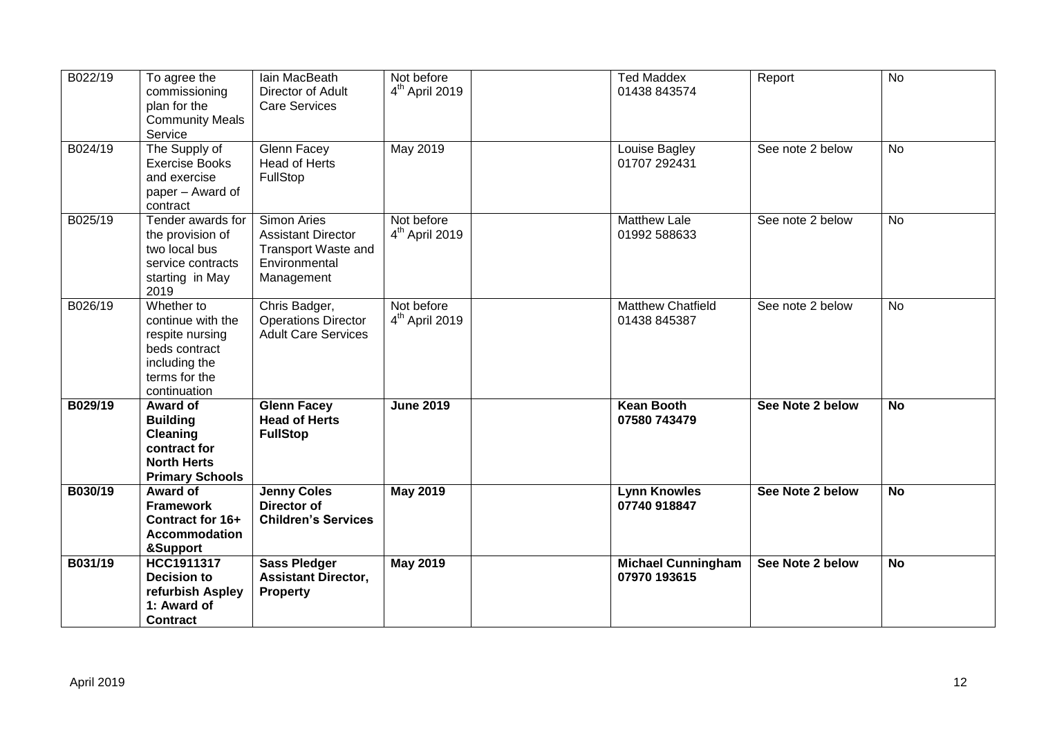| B022/19 | To agree the commissioning plan for the Community Meals Service | Iain MacBeath Director of Adult Care Services | Not before 4th April 2019 | | Ted Maddex 01438 843574 | Report | No |
|---|---|---|---|---|---|---|---|
| B024/19 | The Supply of Exercise Books and exercise paper – Award of contract | Glenn Facey Head of Herts FullStop | May 2019 | | Louise Bagley 01707 292431 | See note 2 below | No |
| B025/19 | Tender awards for the provision of two local bus service contracts starting in May 2019 | Simon Aries Assistant Director Transport Waste and Environmental Management | Not before 4th April 2019 | | Matthew Lale 01992 588633 | See note 2 below | No |
| B026/19 | Whether to continue with the respite nursing beds contract including the terms for the continuation | Chris Badger, Operations Director Adult Care Services | Not before 4th April 2019 | | Matthew Chatfield 01438 845387 | See note 2 below | No |
| **B029/19** | **Award of Building Cleaning contract for North Herts Primary Schools** | **Glenn Facey Head of Herts FullStop** | **June 2019** | | **Kean Booth 07580 743479** | **See Note 2 below** | **No** |
| **B030/19** | **Award of Framework Contract for 16+ Accommodation &Support** | **Jenny Coles Director of Children's Services** | **May 2019** | | **Lynn Knowles 07740 918847** | **See Note 2 below** | **No** |
| **B031/19** | **HCC1911317 Decision to refurbish Aspley 1: Award of Contract** | **Sass Pledger Assistant Director, Property** | **May 2019** | | **Michael Cunningham 07970 193615** | **See Note 2 below** | **No** |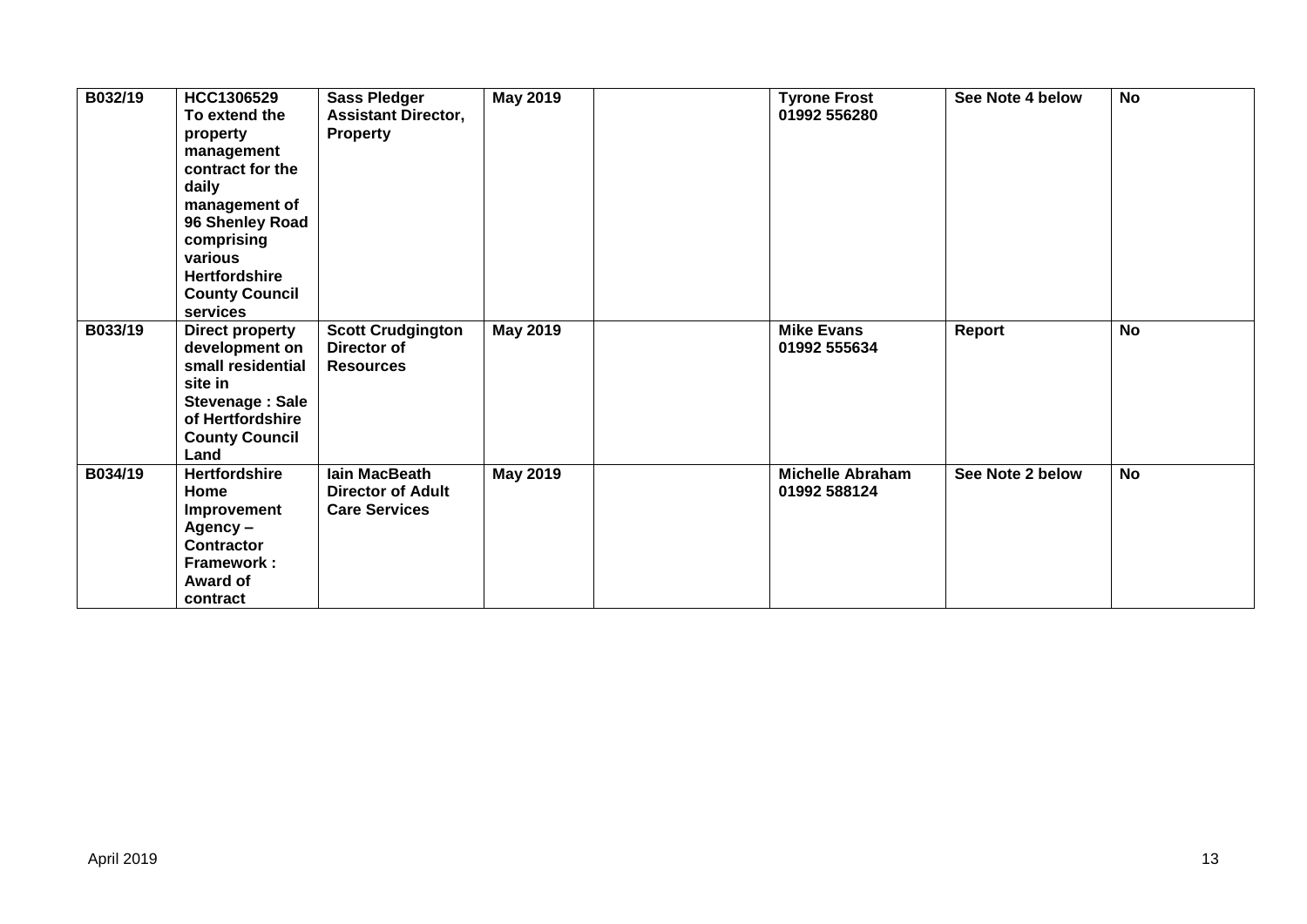| B032/19 | HCC1306529 To extend the property management contract for the daily management of 96 Shenley Road comprising various Hertfordshire County Council services | Sass Pledger Assistant Director, Property | May 2019 | | Tyrone Frost 01992 556280 | See Note 4 below | No |
|---|---|---|---|---|---|---|---|
| B033/19 | Direct property development on small residential site in Stevenage : Sale of Hertfordshire County Council Land | Scott Crudgington Director of Resources | May 2019 | | Mike Evans 01992 555634 | Report | No |
| B034/19 | Hertfordshire Home Improvement Agency – Contractor Framework : Award of contract | Iain MacBeath Director of Adult Care Services | May 2019 | | Michelle Abraham 01992 588124 | See Note 2 below | No |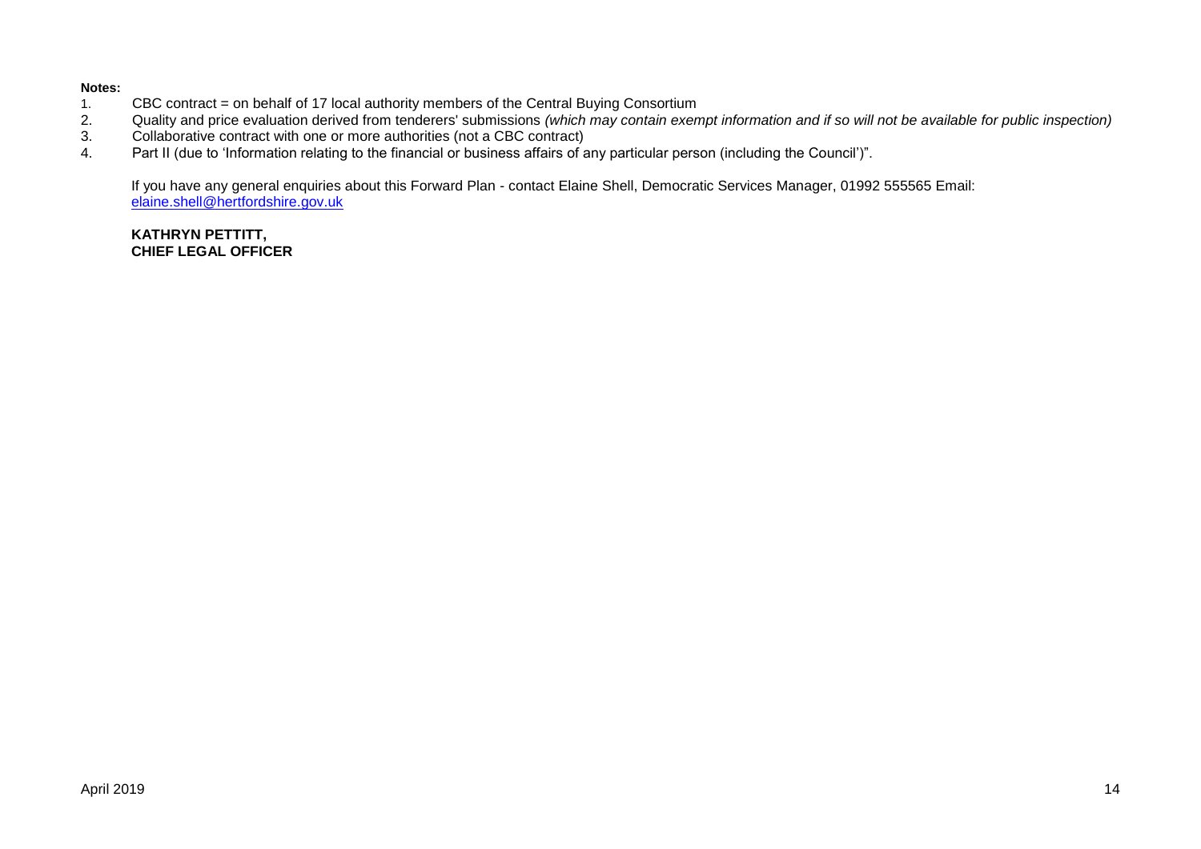**Notes:**

1. CBC contract = on behalf of 17 local authority members of the Central Buying Consortium
2. Quality and price evaluation derived from tenderers' submissions *(which may contain exempt information and if so will not be available for public inspection)*
3. Collaborative contract with one or more authorities (not a CBC contract)
4. Part II (due to 'Information relating to the financial or business affairs of any particular person (including the Council')".

If you have any general enquiries about this Forward Plan - contact Elaine Shell, Democratic Services Manager, 01992 555565 Email: elaine.shell@hertfordshire.gov.uk

**KATHRYN PETTITT,**
**CHIEF LEGAL OFFICER**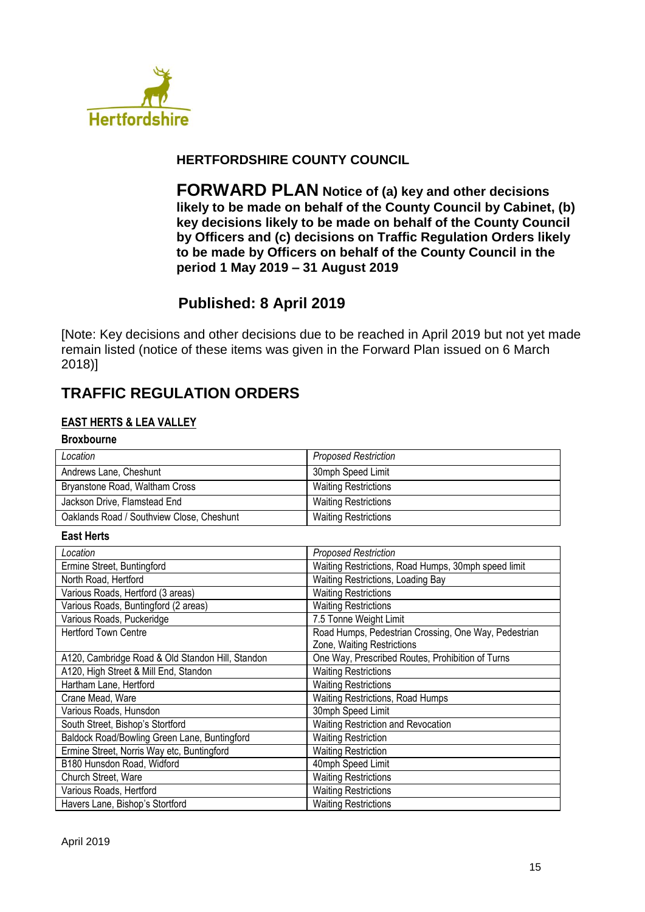Hertfordshire

**HERTFORDSHIRE COUNTY COUNCIL**

**FORWARD PLAN Notice of (a) key and other decisions likely to be made on behalf of the County Council by Cabinet, (b) key decisions likely to be made on behalf of the County Council by Officers and (c) decisions on Traffic Regulation Orders likely to be made by Officers on behalf of the County Council in the period 1 May 2019 – 31 August 2019**

**Published: 8 April 2019**

[Note: Key decisions and other decisions due to be reached in April 2019 but not yet made remain listed (notice of these items was given in the Forward Plan issued on 6 March 2018)]

## TRAFFIC REGULATION ORDERS

### EAST HERTS & LEA VALLEY

**Broxbourne**

| *Location* | *Proposed Restriction* |
|---|---|
| Andrews Lane, Cheshunt | 30mph Speed Limit |
| Bryanstone Road, Waltham Cross | Waiting Restrictions |
| Jackson Drive, Flamstead End | Waiting Restrictions |
| Oaklands Road / Southview Close, Cheshunt | Waiting Restrictions |

**East Herts**

| *Location* | *Proposed Restriction* |
|---|---|
| Ermine Street, Buntingford | Waiting Restrictions, Road Humps, 30mph speed limit |
| North Road, Hertford | Waiting Restrictions, Loading Bay |
| Various Roads, Hertford (3 areas) | Waiting Restrictions |
| Various Roads, Buntingford (2 areas) | Waiting Restrictions |
| Various Roads, Puckeridge | 7.5 Tonne Weight Limit |
| Hertford Town Centre | Road Humps, Pedestrian Crossing, One Way, Pedestrian Zone, Waiting Restrictions |
| A120, Cambridge Road & Old Standon Hill, Standon | One Way, Prescribed Routes, Prohibition of Turns |
| A120, High Street & Mill End, Standon | Waiting Restrictions |
| Hartham Lane, Hertford | Waiting Restrictions |
| Crane Mead, Ware | Waiting Restrictions, Road Humps |
| Various Roads, Hunsdon | 30mph Speed Limit |
| South Street, Bishop's Stortford | Waiting Restriction and Revocation |
| Baldock Road/Bowling Green Lane, Buntingford | Waiting Restriction |
| Ermine Street, Norris Way etc, Buntingford | Waiting Restriction |
| B180 Hunsdon Road, Widford | 40mph Speed Limit |
| Church Street, Ware | Waiting Restrictions |
| Various Roads, Hertford | Waiting Restrictions |
| Havers Lane, Bishop's Stortford | Waiting Restrictions |

April 2019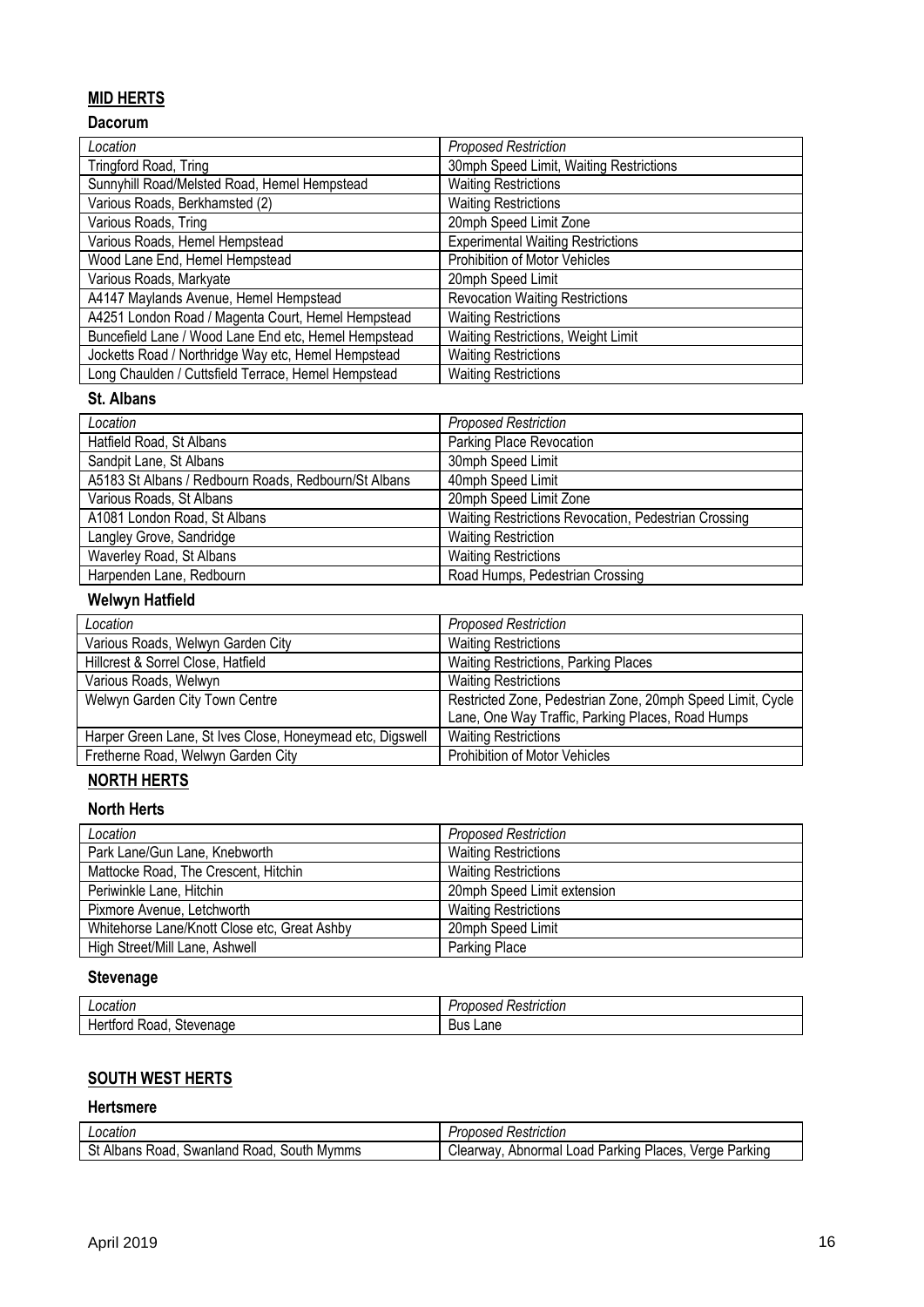## MID HERTS

### Dacorum

| *Location* | *Proposed Restriction* |
|---|---|
| Tringford Road, Tring | 30mph Speed Limit, Waiting Restrictions |
| Sunnyhill Road/Melsted Road, Hemel Hempstead | Waiting Restrictions |
| Various Roads, Berkhamsted (2) | Waiting Restrictions |
| Various Roads, Tring | 20mph Speed Limit Zone |
| Various Roads, Hemel Hempstead | Experimental Waiting Restrictions |
| Wood Lane End, Hemel Hempstead | Prohibition of Motor Vehicles |
| Various Roads, Markyate | 20mph Speed Limit |
| A4147 Maylands Avenue, Hemel Hempstead | Revocation Waiting Restrictions |
| A4251 London Road / Magenta Court, Hemel Hempstead | Waiting Restrictions |
| Buncefield Lane / Wood Lane End etc, Hemel Hempstead | Waiting Restrictions, Weight Limit |
| Jocketts Road / Northridge Way etc, Hemel Hempstead | Waiting Restrictions |
| Long Chaulden / Cuttsfield Terrace, Hemel Hempstead | Waiting Restrictions |

### St. Albans

| *Location* | *Proposed Restriction* |
|---|---|
| Hatfield Road, St Albans | Parking Place Revocation |
| Sandpit Lane, St Albans | 30mph Speed Limit |
| A5183 St Albans / Redbourn Roads, Redbourn/St Albans | 40mph Speed Limit |
| Various Roads, St Albans | 20mph Speed Limit Zone |
| A1081 London Road, St Albans | Waiting Restrictions Revocation, Pedestrian Crossing |
| Langley Grove, Sandridge | Waiting Restriction |
| Waverley Road, St Albans | Waiting Restrictions |
| Harpenden Lane, Redbourn | Road Humps, Pedestrian Crossing |

### Welwyn Hatfield

| *Location* | *Proposed Restriction* |
|---|---|
| Various Roads, Welwyn Garden City | Waiting Restrictions |
| Hillcrest & Sorrel Close, Hatfield | Waiting Restrictions, Parking Places |
| Various Roads, Welwyn | Waiting Restrictions |
| Welwyn Garden City Town Centre | Restricted Zone, Pedestrian Zone, 20mph Speed Limit, Cycle Lane, One Way Traffic, Parking Places, Road Humps |
| Harper Green Lane, St Ives Close, Honeymead etc, Digswell | Waiting Restrictions |
| Fretherne Road, Welwyn Garden City | Prohibition of Motor Vehicles |

## NORTH HERTS

### North Herts

| *Location* | *Proposed Restriction* |
|---|---|
| Park Lane/Gun Lane, Knebworth | Waiting Restrictions |
| Mattocke Road, The Crescent, Hitchin | Waiting Restrictions |
| Periwinkle Lane, Hitchin | 20mph Speed Limit extension |
| Pixmore Avenue, Letchworth | Waiting Restrictions |
| Whitehorse Lane/Knott Close etc, Great Ashby | 20mph Speed Limit |
| High Street/Mill Lane, Ashwell | Parking Place |

### Stevenage

| *Location* | *Proposed Restriction* |
|---|---|
| Hertford Road, Stevenage | Bus Lane |

## SOUTH WEST HERTS

### Hertsmere

| *Location* | *Proposed Restriction* |
|---|---|
| St Albans Road, Swanland Road, South Mymms | Clearway, Abnormal Load Parking Places, Verge Parking |

April 2019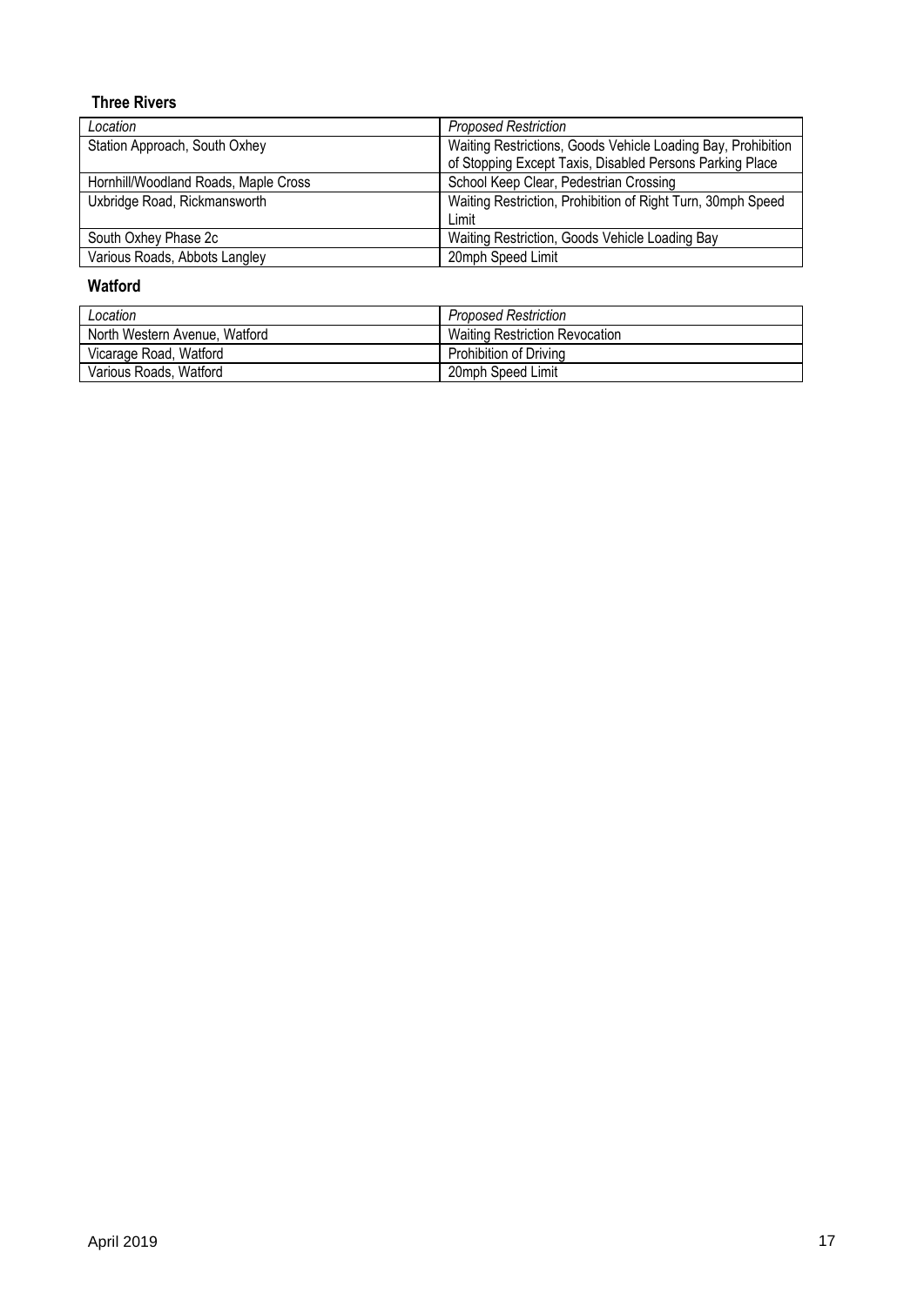**Three Rivers**

| *Location* | *Proposed Restriction* |
|---|---|
| Station Approach, South Oxhey | Waiting Restrictions, Goods Vehicle Loading Bay, Prohibition of Stopping Except Taxis, Disabled Persons Parking Place |
| Hornhill/Woodland Roads, Maple Cross | School Keep Clear, Pedestrian Crossing |
| Uxbridge Road, Rickmansworth | Waiting Restriction, Prohibition of Right Turn, 30mph Speed Limit |
| South Oxhey Phase 2c | Waiting Restriction, Goods Vehicle Loading Bay |
| Various Roads, Abbots Langley | 20mph Speed Limit |

**Watford**

| *Location* | *Proposed Restriction* |
|---|---|
| North Western Avenue, Watford | Waiting Restriction Revocation |
| Vicarage Road, Watford | Prohibition of Driving |
| Various Roads, Watford | 20mph Speed Limit |

April 2019